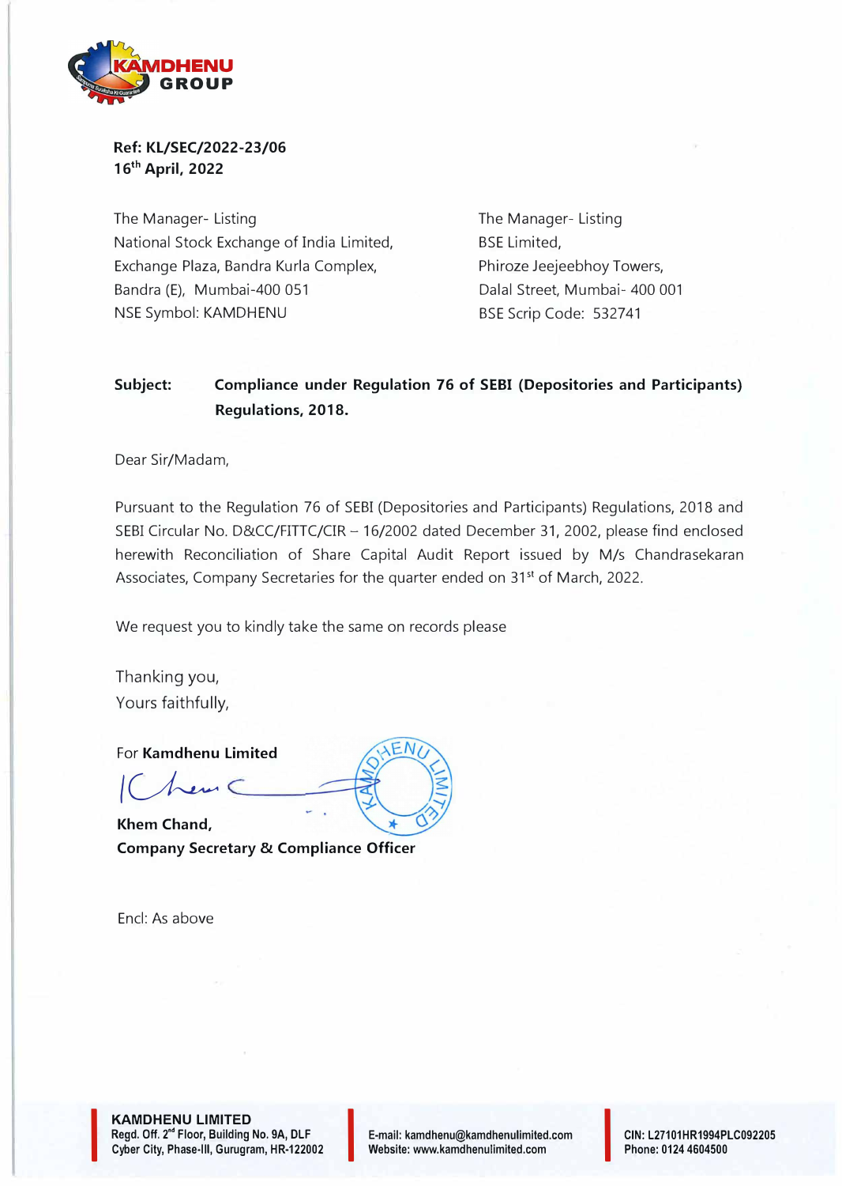**Ref: KL/SEC/2022-23/06**
**16th April, 2022**

The Manager- Listing
National Stock Exchange of India Limited,
Exchange Plaza, Bandra Kurla Complex,
Bandra (E), Mumbai-400 051
NSE Symbol: KAMDHENU

The Manager- Listing
BSE Limited,
Phiroze Jeejeebhoy Towers,
Dalal Street, Mumbai- 400 001
BSE Scrip Code: 532741

**Subject: Compliance under Regulation 76 of SEBI (Depositories and Participants) Regulations, 2018.**

Dear Sir/Madam,

Pursuant to the Regulation 76 of SEBI (Depositories and Participants) Regulations, 2018 and SEBI Circular No. D&CC/FITTC/CIR – 16/2002 dated December 31, 2002, please find enclosed herewith Reconciliation of Share Capital Audit Report issued by M/s Chandrasekaran Associates, Company Secretaries for the quarter ended on 31st of March, 2022.

We request you to kindly take the same on records please

Thanking you,
Yours faithfully,

For **Kamdhenu Limited**

**Khem Chand,**
**Company Secretary & Compliance Officer**

Encl: As above

**KAMDHENU LIMITED**
Regd. Off. 2nd Floor, Building No. 9A, DLF Cyber City, Phase-III, Gurugram, HR-122002
E-mail: kamdhenu@kamdhenulimited.com
Website: www.kamdhenulimited.com
CIN: L27101HR1994PLC092205
Phone: 0124 4604500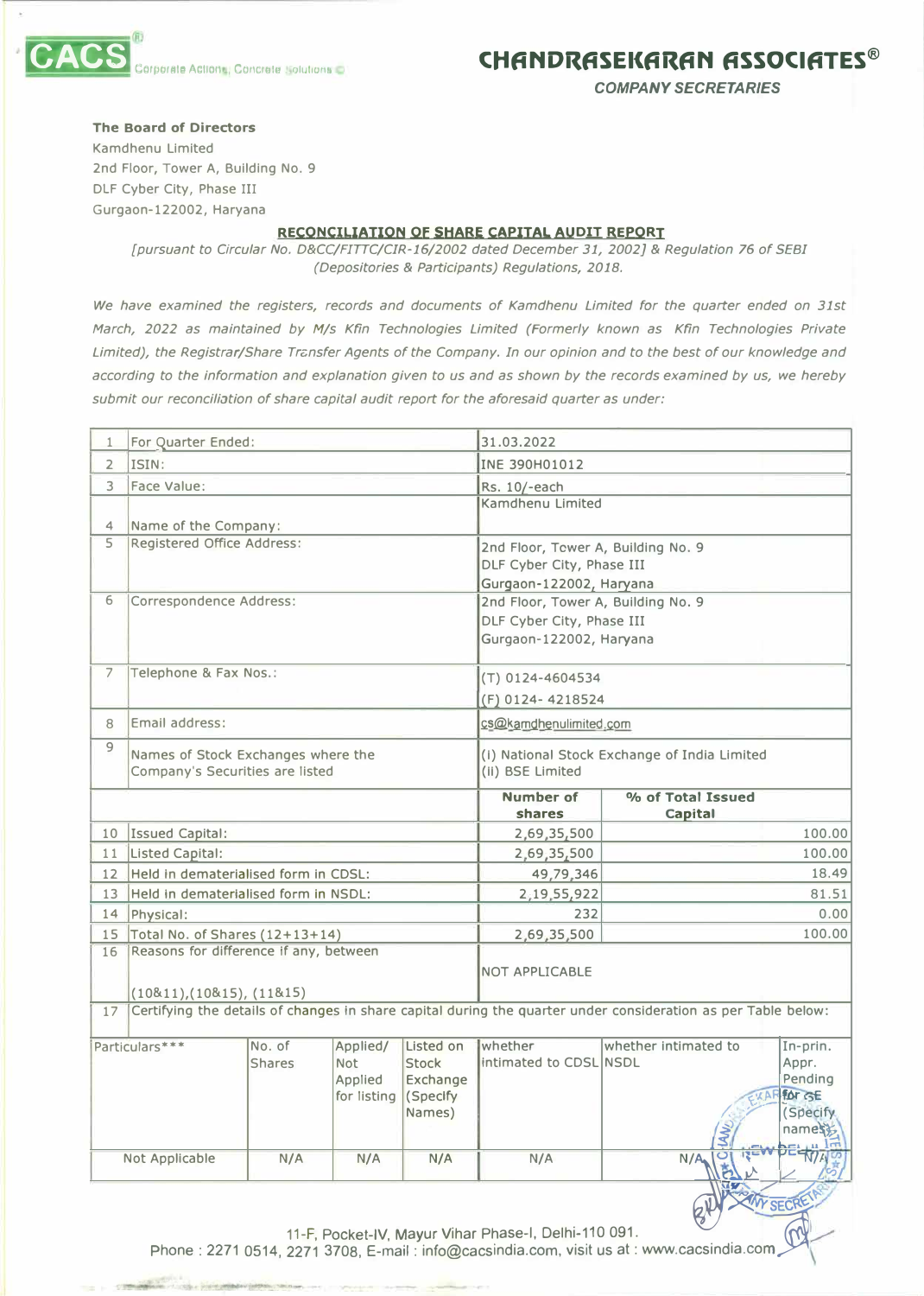**CACS** Corporate Actions, Concrete Solutions ©

# CHANDRASEKARAN ASSOCIATES®

**COMPANY SECRETARIES**

**The Board of Directors**
Kamdhenu Limited
2nd Floor, Tower A, Building No. 9
DLF Cyber City, Phase III
Gurgaon-122002, Haryana

## RECONCILIATION OF SHARE CAPITAL AUDIT REPORT

*[pursuant to Circular No. D&CC/FITTC/CIR-16/2002 dated December 31, 2002] & Regulation 76 of SEBI (Depositories & Participants) Regulations, 2018.*

*We have examined the registers, records and documents of Kamdhenu Limited for the quarter ended on 31st March, 2022 as maintained by M/s Kfin Technologies Limited (Formerly known as Kfin Technologies Private Limited), the Registrar/Share Transfer Agents of the Company. In our opinion and to the best of our knowledge and according to the information and explanation given to us and as shown by the records examined by us, we hereby submit our reconciliation of share capital audit report for the aforesaid quarter as under:*

| | | | |
|---|---|---|---|
| 1 | For Quarter Ended: | 31.03.2022 | |
| 2 | ISIN: | INE 390H01012 | |
| 3 | Face Value: | Rs. 10/-each | |
| 4 | Name of the Company: | Kamdhenu Limited | |
| 5 | Registered Office Address: | 2nd Floor, Tower A, Building No. 9<br>DLF Cyber City, Phase III<br>Gurgaon-122002, Haryana | |
| 6 | Correspondence Address: | 2nd Floor, Tower A, Building No. 9<br>DLF Cyber City, Phase III<br>Gurgaon-122002, Haryana | |
| 7 | Telephone & Fax Nos.: | (T) 0124-4604534<br>(F) 0124- 4218524 | |
| 8 | Email address: | cs@kamdhenulimited.com | |
| 9 | Names of Stock Exchanges where the Company's Securities are listed | (i) National Stock Exchange of India Limited<br>(ii) BSE Limited | |
| | | **Number of shares** | **% of Total Issued Capital** |
| 10 | Issued Capital: | 2,69,35,500 | 100.00 |
| 11 | Listed Capital: | 2,69,35,500 | 100.00 |
| 12 | Held in dematerialised form in CDSL: | 49,79,346 | 18.49 |
| 13 | Held in dematerialised form in NSDL: | 2,19,55,922 | 81.51 |
| 14 | Physical: | 232 | 0.00 |
| 15 | Total No. of Shares (12+13+14) | 2,69,35,500 | 100.00 |
| 16 | Reasons for difference if any, between (10&11),(10&15), (11&15) | NOT APPLICABLE | |
| 17 | Certifying the details of changes in share capital during the quarter under consideration as per Table below: | | |

| Particulars*** | No. of Shares | Applied/ Not Applied for listing | Listed on Stock Exchange (Specify Names) | whether intimated to CDSL | whether intimated to NSDL | In-prin. Appr. Pending for SE (Specify names) |
|---|---|---|---|---|---|---|
| Not Applicable | N/A | N/A | N/A | N/A | N/A | N/A |

11-F, Pocket-IV, Mayur Vihar Phase-I, Delhi-110 091.
Phone : 2271 0514, 2271 3708, E-mail : info@cacsindia.com, visit us at : www.cacsindia.com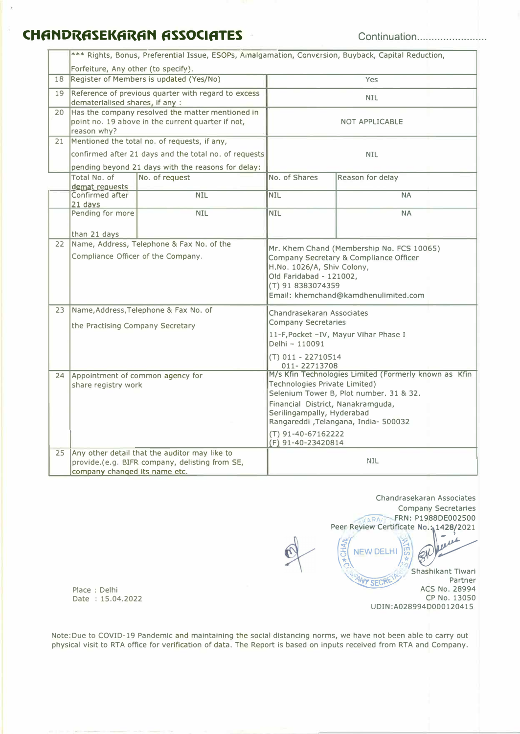**CHANDRASEKARAN ASSOCIATES**

Continuation........................

| | | | | | |
|---|---|---|---|---|---|
| | *** Rights, Bonus, Preferential Issue, ESOPs, Amalgamation, Conversion, Buyback, Capital Reduction, Forfeiture, Any other (to specify). | | | | |
| 18 | Register of Members is updated (Yes/No) | | Yes | | |
| 19 | Reference of previous quarter with regard to excess dematerialised shares, if any : | | NIL | | |
| 20 | Has the company resolved the matter mentioned in point no. 19 above in the current quarter if not, reason why? | | NOT APPLICABLE | | |
| 21 | Mentioned the total no. of requests, if any, confirmed after 21 days and the total no. of requests pending beyond 21 days with the reasons for delay: | | NIL | | |
| | Total No. of demat requests | No. of request | No. of Shares | Reason for delay | |
| | Confirmed after 21 days | NIL | NIL | NA | |
| | Pending for more than 21 days | NIL | NIL | NA | |
| 22 | Name, Address, Telephone & Fax No. of the Compliance Officer of the Company. | | Mr. Khem Chand (Membership No. FCS 10065)<br>Company Secretary & Compliance Officer<br>H.No. 1026/A, Shiv Colony,<br>Old Faridabad - 121002,<br>(T) 91 8383074359<br>Email: khemchand@kamdhenulimited.com | | |
| 23 | Name,Address,Telephone & Fax No. of the Practising Company Secretary | | Chandrasekaran Associates<br>Company Secretaries<br>11-F,Pocket -IV, Mayur Vihar Phase I<br>Delhi - 110091<br>(T) 011 - 22710514<br>011- 22713708 | | |
| 24 | Appointment of common agency for share registry work | | M/s Kfin Technologies Limited (Formerly known as Kfin Technologies Private Limited)<br>Selenium Tower B, Plot number. 31 & 32.<br>Financial District, Nanakramguda,<br>Serilingampally, Hyderabad<br>Rangareddi ,Telangana, India- 500032<br>(T) 91-40-67162222<br>(F) 91-40-23420814 | | |
| 25 | Any other detail that the auditor may like to provide.(e.g. BIFR company, delisting from SE, company changed its name etc. | | NIL | | |

Chandrasekaran Associates
Company Secretaries
FRN: P1988DE002500
Peer Review Certificate No.: 1428/2021

Shashikant Tiwari
Partner
ACS No. 28994
CP No. 13050
UDIN:A028994D000120415

Place : Delhi
Date : 15.04.2022

Note:Due to COVID-19 Pandemic and maintaining the social distancing norms, we have not been able to carry out physical visit to RTA office for verification of data. The Report is based on inputs received from RTA and Company.